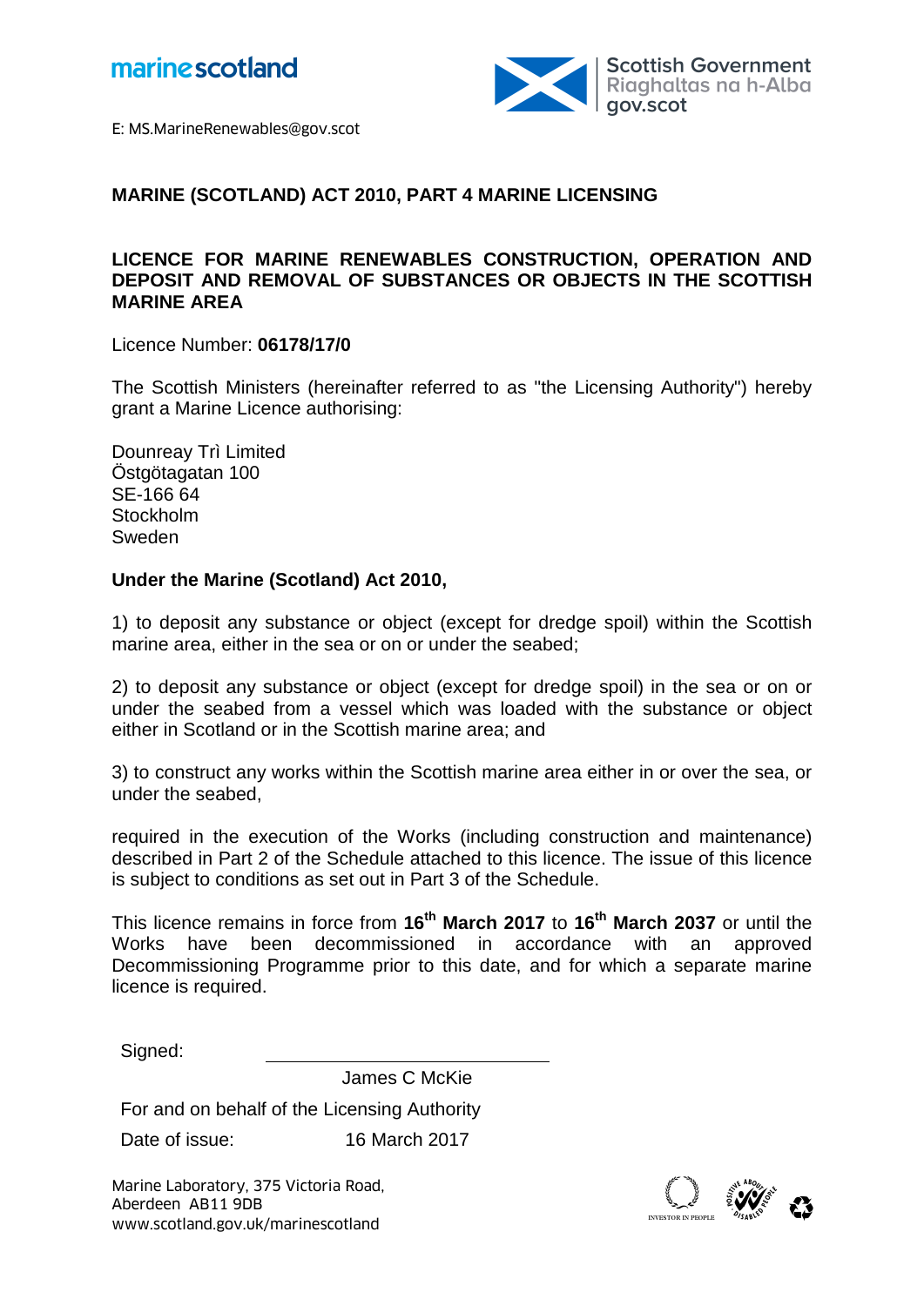marinescotland

Scottish Government
Riaghaltas na h-Alba
gov.scot

E: MS.MarineRenewables@gov.scot

**MARINE (SCOTLAND) ACT 2010, PART 4 MARINE LICENSING**

**LICENCE FOR MARINE RENEWABLES CONSTRUCTION, OPERATION AND DEPOSIT AND REMOVAL OF SUBSTANCES OR OBJECTS IN THE SCOTTISH MARINE AREA**

Licence Number: **06178/17/0**

The Scottish Ministers (hereinafter referred to as "the Licensing Authority") hereby grant a Marine Licence authorising:

Dounreay Trì Limited
Östgötagatan 100
SE-166 64
Stockholm
Sweden

**Under the Marine (Scotland) Act 2010,**

1) to deposit any substance or object (except for dredge spoil) within the Scottish marine area, either in the sea or on or under the seabed;

2) to deposit any substance or object (except for dredge spoil) in the sea or on or under the seabed from a vessel which was loaded with the substance or object either in Scotland or in the Scottish marine area; and

3) to construct any works within the Scottish marine area either in or over the sea, or under the seabed,

required in the execution of the Works (including construction and maintenance) described in Part 2 of the Schedule attached to this licence. The issue of this licence is subject to conditions as set out in Part 3 of the Schedule.

This licence remains in force from **16th March 2017** to **16th March 2037** or until the Works have been decommissioned in accordance with an approved Decommissioning Programme prior to this date, and for which a separate marine licence is required.

Signed: ______________________

James C McKie

For and on behalf of the Licensing Authority

Date of issue: 16 March 2017

Marine Laboratory, 375 Victoria Road,
Aberdeen AB11 9DB
www.scotland.gov.uk/marinescotland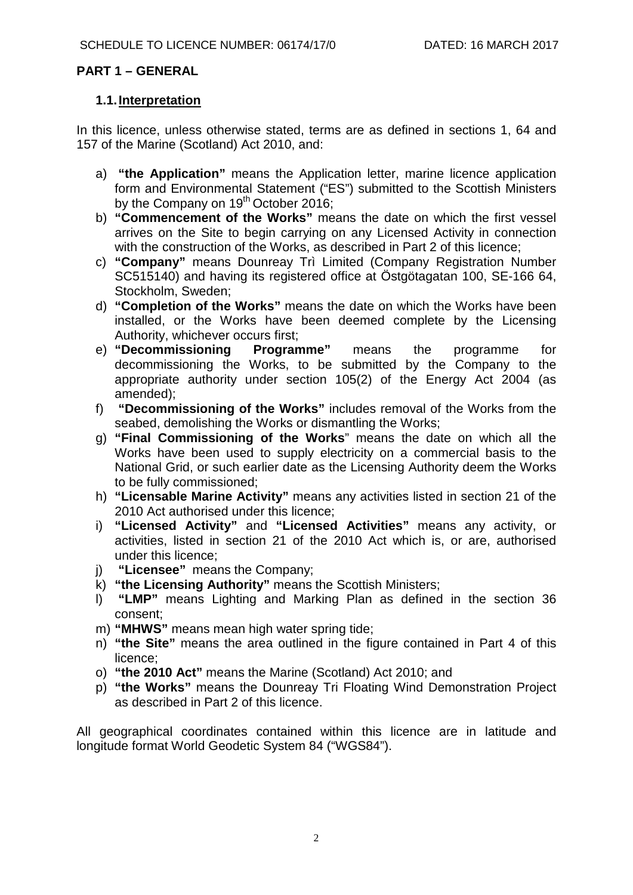## PART 1 – GENERAL

### 1.1. Interpretation

In this licence, unless otherwise stated, terms are as defined in sections 1, 64 and 157 of the Marine (Scotland) Act 2010, and:

a) **"the Application"** means the Application letter, marine licence application form and Environmental Statement ("ES") submitted to the Scottish Ministers by the Company on 19th October 2016;
b) **"Commencement of the Works"** means the date on which the first vessel arrives on the Site to begin carrying on any Licensed Activity in connection with the construction of the Works, as described in Part 2 of this licence;
c) **"Company"** means Dounreay Trì Limited (Company Registration Number SC515140) and having its registered office at Östgötagatan 100, SE-166 64, Stockholm, Sweden;
d) **"Completion of the Works"** means the date on which the Works have been installed, or the Works have been deemed complete by the Licensing Authority, whichever occurs first;
e) **"Decommissioning Programme"** means the programme for decommissioning the Works, to be submitted by the Company to the appropriate authority under section 105(2) of the Energy Act 2004 (as amended);
f) **"Decommissioning of the Works"** includes removal of the Works from the seabed, demolishing the Works or dismantling the Works;
g) **"Final Commissioning of the Works"** means the date on which all the Works have been used to supply electricity on a commercial basis to the National Grid, or such earlier date as the Licensing Authority deem the Works to be fully commissioned;
h) **"Licensable Marine Activity"** means any activities listed in section 21 of the 2010 Act authorised under this licence;
i) **"Licensed Activity"** and **"Licensed Activities"** means any activity, or activities, listed in section 21 of the 2010 Act which is, or are, authorised under this licence;
j) **"Licensee"** means the Company;
k) **"the Licensing Authority"** means the Scottish Ministers;
l) **"LMP"** means Lighting and Marking Plan as defined in the section 36 consent;
m) **"MHWS"** means mean high water spring tide;
n) **"the Site"** means the area outlined in the figure contained in Part 4 of this licence;
o) **"the 2010 Act"** means the Marine (Scotland) Act 2010; and
p) **"the Works"** means the Dounreay Tri Floating Wind Demonstration Project as described in Part 2 of this licence.

All geographical coordinates contained within this licence are in latitude and longitude format World Geodetic System 84 ("WGS84").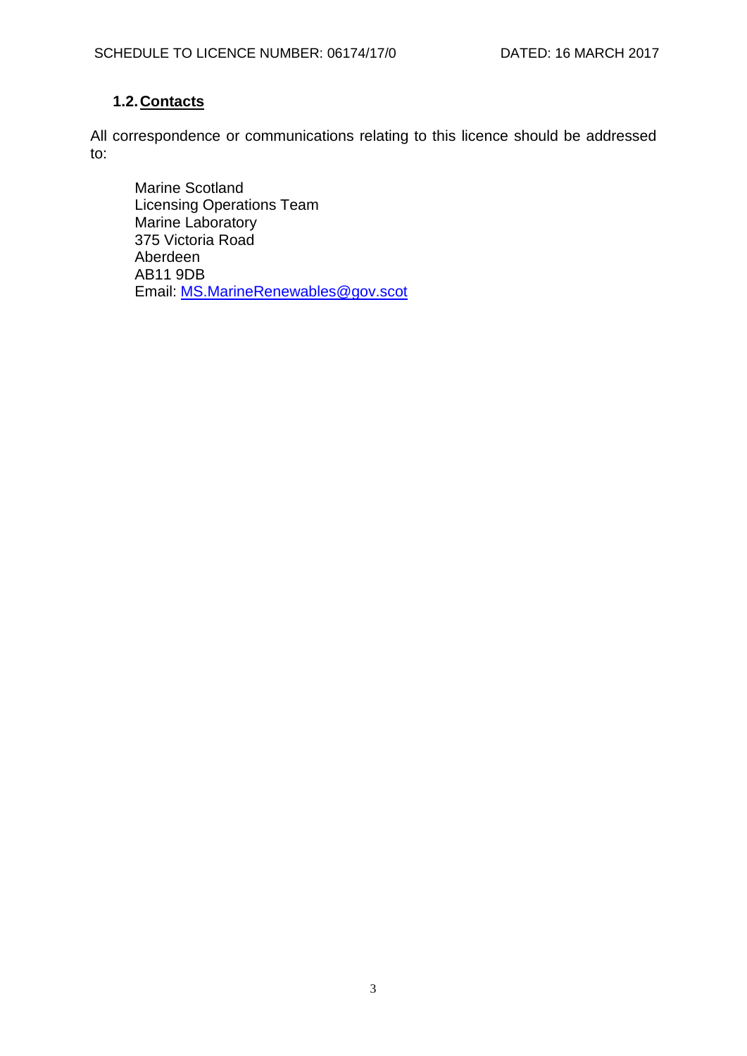### 1.2. Contacts

All correspondence or communications relating to this licence should be addressed to:

Marine Scotland
Licensing Operations Team
Marine Laboratory
375 Victoria Road
Aberdeen
AB11 9DB
Email: MS.MarineRenewables@gov.scot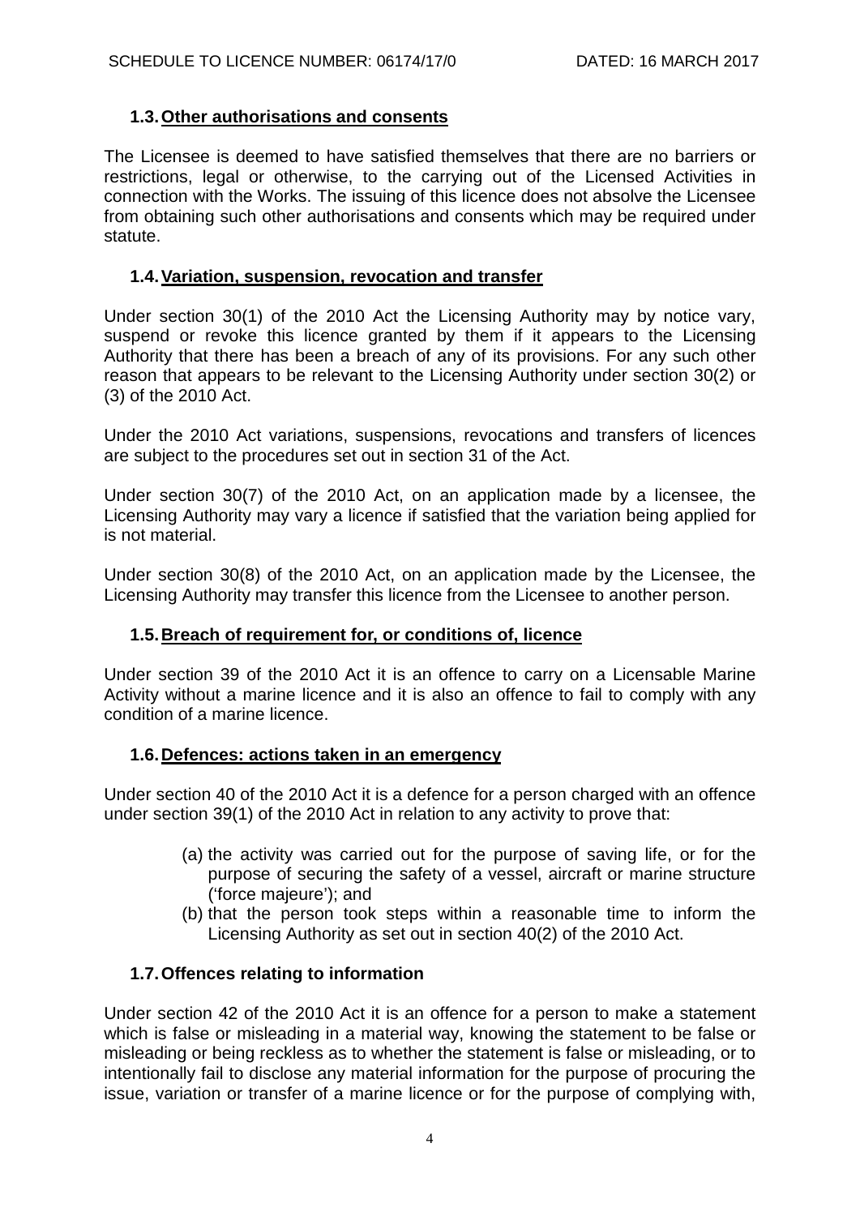### 1.3. Other authorisations and consents

The Licensee is deemed to have satisfied themselves that there are no barriers or restrictions, legal or otherwise, to the carrying out of the Licensed Activities in connection with the Works. The issuing of this licence does not absolve the Licensee from obtaining such other authorisations and consents which may be required under statute.

### 1.4. Variation, suspension, revocation and transfer

Under section 30(1) of the 2010 Act the Licensing Authority may by notice vary, suspend or revoke this licence granted by them if it appears to the Licensing Authority that there has been a breach of any of its provisions. For any such other reason that appears to be relevant to the Licensing Authority under section 30(2) or (3) of the 2010 Act.

Under the 2010 Act variations, suspensions, revocations and transfers of licences are subject to the procedures set out in section 31 of the Act.

Under section 30(7) of the 2010 Act, on an application made by a licensee, the Licensing Authority may vary a licence if satisfied that the variation being applied for is not material.

Under section 30(8) of the 2010 Act, on an application made by the Licensee, the Licensing Authority may transfer this licence from the Licensee to another person.

### 1.5. Breach of requirement for, or conditions of, licence

Under section 39 of the 2010 Act it is an offence to carry on a Licensable Marine Activity without a marine licence and it is also an offence to fail to comply with any condition of a marine licence.

### 1.6. Defences: actions taken in an emergency

Under section 40 of the 2010 Act it is a defence for a person charged with an offence under section 39(1) of the 2010 Act in relation to any activity to prove that:

(a) the activity was carried out for the purpose of saving life, or for the purpose of securing the safety of a vessel, aircraft or marine structure ('force majeure'); and
(b) that the person took steps within a reasonable time to inform the Licensing Authority as set out in section 40(2) of the 2010 Act.

### 1.7. Offences relating to information

Under section 42 of the 2010 Act it is an offence for a person to make a statement which is false or misleading in a material way, knowing the statement to be false or misleading or being reckless as to whether the statement is false or misleading, or to intentionally fail to disclose any material information for the purpose of procuring the issue, variation or transfer of a marine licence or for the purpose of complying with,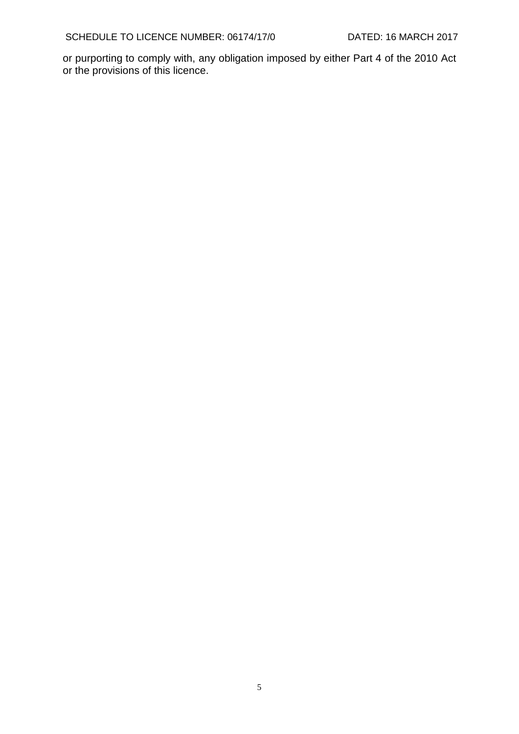or purporting to comply with, any obligation imposed by either Part 4 of the 2010 Act or the provisions of this licence.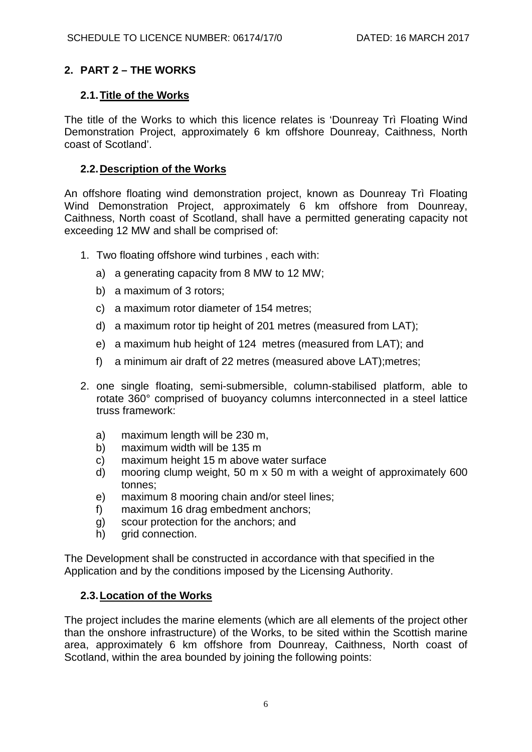## 2. PART 2 – THE WORKS

### 2.1. Title of the Works

The title of the Works to which this licence relates is 'Dounreay Trì Floating Wind Demonstration Project, approximately 6 km offshore Dounreay, Caithness, North coast of Scotland'.

### 2.2. Description of the Works

An offshore floating wind demonstration project, known as Dounreay Trì Floating Wind Demonstration Project, approximately 6 km offshore from Dounreay, Caithness, North coast of Scotland, shall have a permitted generating capacity not exceeding 12 MW and shall be comprised of:

1. Two floating offshore wind turbines , each with:
   a) a generating capacity from 8 MW to 12 MW;
   b) a maximum of 3 rotors;
   c) a maximum rotor diameter of 154 metres;
   d) a maximum rotor tip height of 201 metres (measured from LAT);
   e) a maximum hub height of 124 metres (measured from LAT); and
   f) a minimum air draft of 22 metres (measured above LAT);metres;
2. one single floating, semi-submersible, column-stabilised platform, able to rotate 360° comprised of buoyancy columns interconnected in a steel lattice truss framework:
   a) maximum length will be 230 m,
   b) maximum width will be 135 m
   c) maximum height 15 m above water surface
   d) mooring clump weight, 50 m x 50 m with a weight of approximately 600 tonnes;
   e) maximum 8 mooring chain and/or steel lines;
   f) maximum 16 drag embedment anchors;
   g) scour protection for the anchors; and
   h) grid connection.

The Development shall be constructed in accordance with that specified in the Application and by the conditions imposed by the Licensing Authority.

### 2.3. Location of the Works

The project includes the marine elements (which are all elements of the project other than the onshore infrastructure) of the Works, to be sited within the Scottish marine area, approximately 6 km offshore from Dounreay, Caithness, North coast of Scotland, within the area bounded by joining the following points: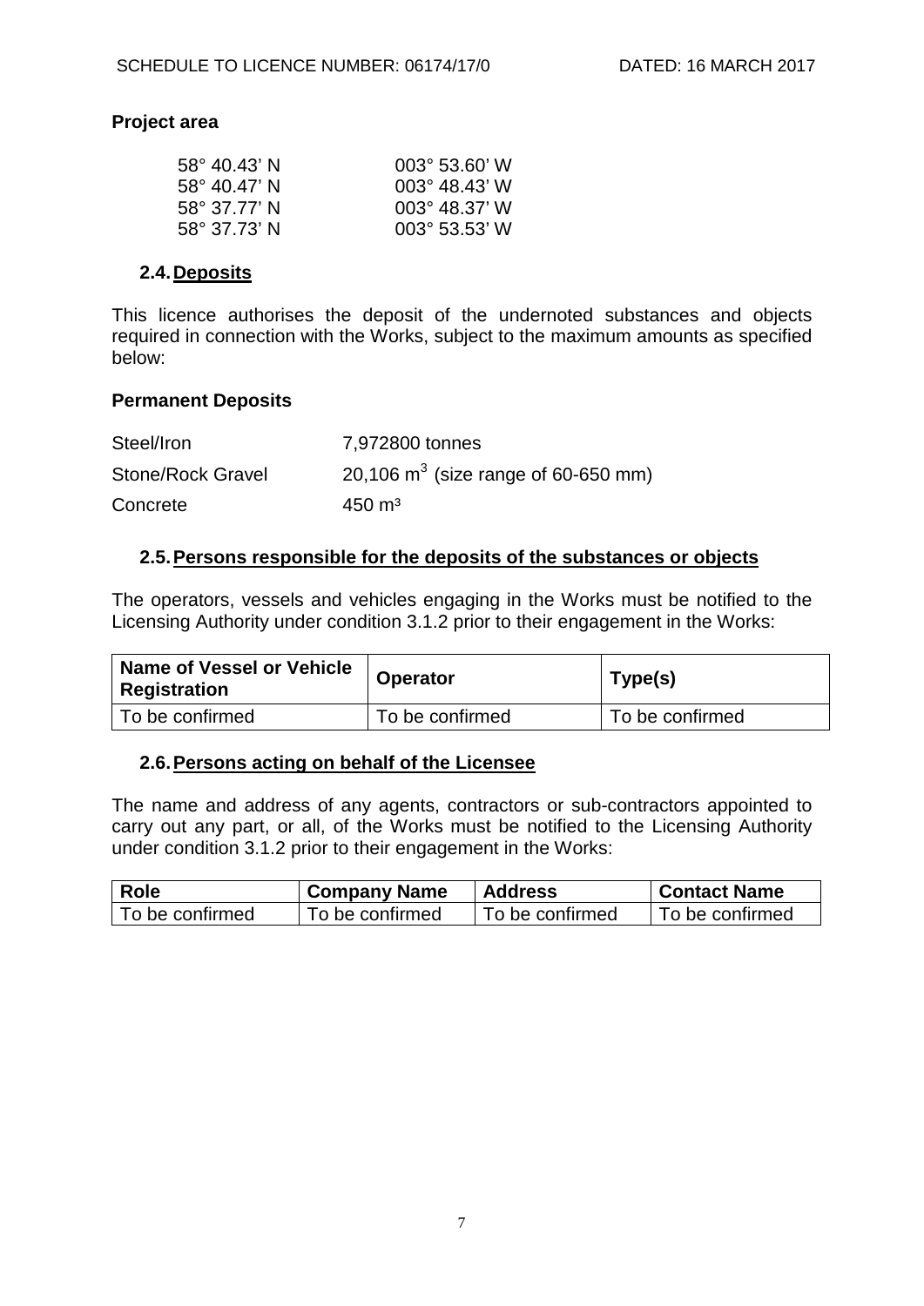**Project area**

| | |
|---|---|
| 58° 40.43' N | 003° 53.60' W |
| 58° 40.47' N | 003° 48.43' W |
| 58° 37.77' N | 003° 48.37' W |
| 58° 37.73' N | 003° 53.53' W |

## 2.4. Deposits

This licence authorises the deposit of the undernoted substances and objects required in connection with the Works, subject to the maximum amounts as specified below:

**Permanent Deposits**

| | |
|---|---|
| Steel/Iron | 7,972800 tonnes |
| Stone/Rock Gravel | 20,106 $m^3$ (size range of 60-650 mm) |
| Concrete | 450 $m^3$ |

## 2.5. Persons responsible for the deposits of the substances or objects

The operators, vessels and vehicles engaging in the Works must be notified to the Licensing Authority under condition 3.1.2 prior to their engagement in the Works:

| Name of Vessel or Vehicle Registration | Operator | Type(s) |
|---|---|---|
| To be confirmed | To be confirmed | To be confirmed |

## 2.6. Persons acting on behalf of the Licensee

The name and address of any agents, contractors or sub-contractors appointed to carry out any part, or all, of the Works must be notified to the Licensing Authority under condition 3.1.2 prior to their engagement in the Works:

| Role | Company Name | Address | Contact Name |
|---|---|---|---|
| To be confirmed | To be confirmed | To be confirmed | To be confirmed |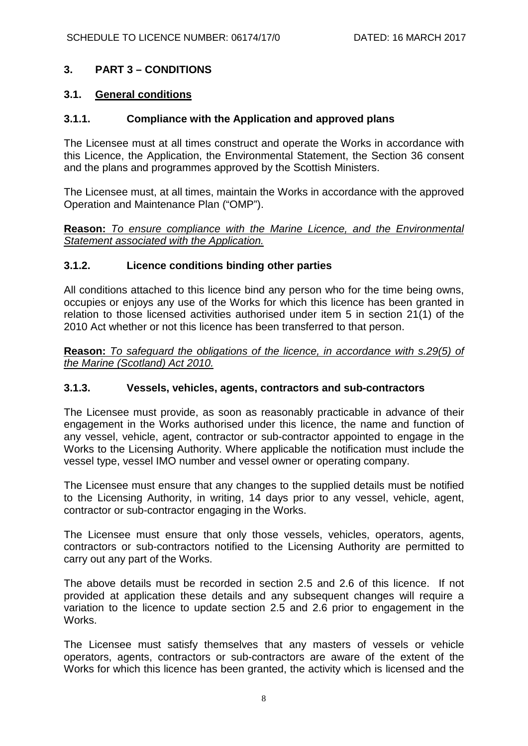## 3. PART 3 – CONDITIONS

### 3.1. General conditions

#### 3.1.1. Compliance with the Application and approved plans

The Licensee must at all times construct and operate the Works in accordance with this Licence, the Application, the Environmental Statement, the Section 36 consent and the plans and programmes approved by the Scottish Ministers.

The Licensee must, at all times, maintain the Works in accordance with the approved Operation and Maintenance Plan ("OMP").

**Reason:** *To ensure compliance with the Marine Licence, and the Environmental Statement associated with the Application.*

#### 3.1.2. Licence conditions binding other parties

All conditions attached to this licence bind any person who for the time being owns, occupies or enjoys any use of the Works for which this licence has been granted in relation to those licensed activities authorised under item 5 in section 21(1) of the 2010 Act whether or not this licence has been transferred to that person.

**Reason:** *To safeguard the obligations of the licence, in accordance with s.29(5) of the Marine (Scotland) Act 2010.*

#### 3.1.3. Vessels, vehicles, agents, contractors and sub-contractors

The Licensee must provide, as soon as reasonably practicable in advance of their engagement in the Works authorised under this licence, the name and function of any vessel, vehicle, agent, contractor or sub-contractor appointed to engage in the Works to the Licensing Authority. Where applicable the notification must include the vessel type, vessel IMO number and vessel owner or operating company.

The Licensee must ensure that any changes to the supplied details must be notified to the Licensing Authority, in writing, 14 days prior to any vessel, vehicle, agent, contractor or sub-contractor engaging in the Works.

The Licensee must ensure that only those vessels, vehicles, operators, agents, contractors or sub-contractors notified to the Licensing Authority are permitted to carry out any part of the Works.

The above details must be recorded in section 2.5 and 2.6 of this licence. If not provided at application these details and any subsequent changes will require a variation to the licence to update section 2.5 and 2.6 prior to engagement in the Works.

The Licensee must satisfy themselves that any masters of vessels or vehicle operators, agents, contractors or sub-contractors are aware of the extent of the Works for which this licence has been granted, the activity which is licensed and the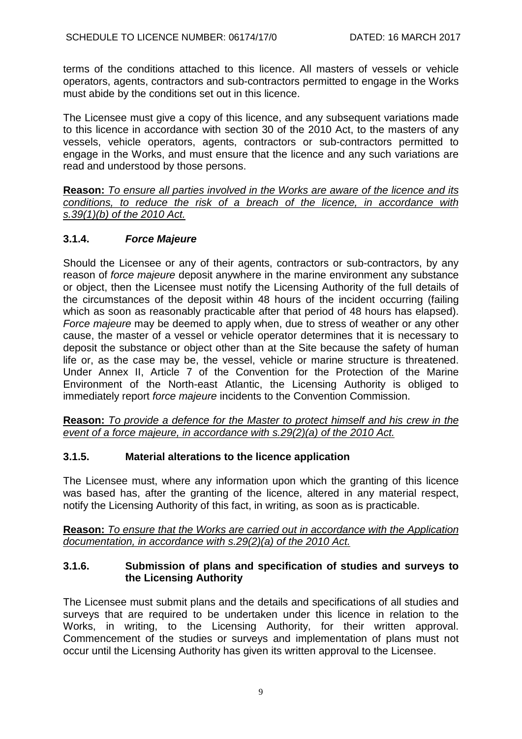terms of the conditions attached to this licence. All masters of vessels or vehicle operators, agents, contractors and sub-contractors permitted to engage in the Works must abide by the conditions set out in this licence.

The Licensee must give a copy of this licence, and any subsequent variations made to this licence in accordance with section 30 of the 2010 Act, to the masters of any vessels, vehicle operators, agents, contractors or sub-contractors permitted to engage in the Works, and must ensure that the licence and any such variations are read and understood by those persons.

**Reason:** *To ensure all parties involved in the Works are aware of the licence and its conditions, to reduce the risk of a breach of the licence, in accordance with s.39(1)(b) of the 2010 Act.*

### 3.1.4. *Force Majeure*

Should the Licensee or any of their agents, contractors or sub-contractors, by any reason of *force majeure* deposit anywhere in the marine environment any substance or object, then the Licensee must notify the Licensing Authority of the full details of the circumstances of the deposit within 48 hours of the incident occurring (failing which as soon as reasonably practicable after that period of 48 hours has elapsed). *Force majeure* may be deemed to apply when, due to stress of weather or any other cause, the master of a vessel or vehicle operator determines that it is necessary to deposit the substance or object other than at the Site because the safety of human life or, as the case may be, the vessel, vehicle or marine structure is threatened. Under Annex II, Article 7 of the Convention for the Protection of the Marine Environment of the North-east Atlantic, the Licensing Authority is obliged to immediately report *force majeure* incidents to the Convention Commission.

**Reason:** *To provide a defence for the Master to protect himself and his crew in the event of a force majeure, in accordance with s.29(2)(a) of the 2010 Act.*

### 3.1.5. Material alterations to the licence application

The Licensee must, where any information upon which the granting of this licence was based has, after the granting of the licence, altered in any material respect, notify the Licensing Authority of this fact, in writing, as soon as is practicable.

**Reason:** *To ensure that the Works are carried out in accordance with the Application documentation, in accordance with s.29(2)(a) of the 2010 Act.*

### 3.1.6. Submission of plans and specification of studies and surveys to the Licensing Authority

The Licensee must submit plans and the details and specifications of all studies and surveys that are required to be undertaken under this licence in relation to the Works, in writing, to the Licensing Authority, for their written approval. Commencement of the studies or surveys and implementation of plans must not occur until the Licensing Authority has given its written approval to the Licensee.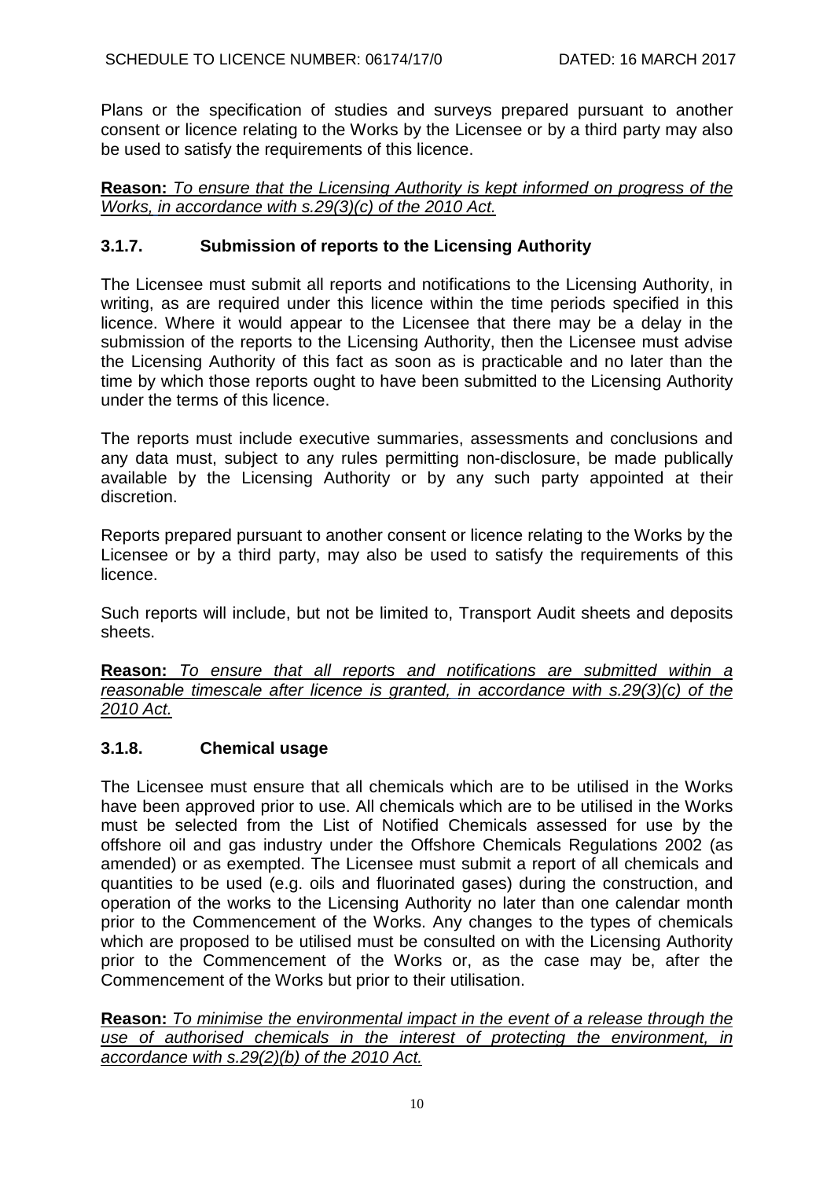Plans or the specification of studies and surveys prepared pursuant to another consent or licence relating to the Works by the Licensee or by a third party may also be used to satisfy the requirements of this licence.

**Reason:** *To ensure that the Licensing Authority is kept informed on progress of the Works, in accordance with s.29(3)(c) of the 2010 Act.*

### 3.1.7. Submission of reports to the Licensing Authority

The Licensee must submit all reports and notifications to the Licensing Authority, in writing, as are required under this licence within the time periods specified in this licence. Where it would appear to the Licensee that there may be a delay in the submission of the reports to the Licensing Authority, then the Licensee must advise the Licensing Authority of this fact as soon as is practicable and no later than the time by which those reports ought to have been submitted to the Licensing Authority under the terms of this licence.

The reports must include executive summaries, assessments and conclusions and any data must, subject to any rules permitting non-disclosure, be made publically available by the Licensing Authority or by any such party appointed at their discretion.

Reports prepared pursuant to another consent or licence relating to the Works by the Licensee or by a third party, may also be used to satisfy the requirements of this licence.

Such reports will include, but not be limited to, Transport Audit sheets and deposits sheets.

**Reason:** *To ensure that all reports and notifications are submitted within a reasonable timescale after licence is granted, in accordance with s.29(3)(c) of the 2010 Act.*

### 3.1.8. Chemical usage

The Licensee must ensure that all chemicals which are to be utilised in the Works have been approved prior to use. All chemicals which are to be utilised in the Works must be selected from the List of Notified Chemicals assessed for use by the offshore oil and gas industry under the Offshore Chemicals Regulations 2002 (as amended) or as exempted. The Licensee must submit a report of all chemicals and quantities to be used (e.g. oils and fluorinated gases) during the construction, and operation of the works to the Licensing Authority no later than one calendar month prior to the Commencement of the Works. Any changes to the types of chemicals which are proposed to be utilised must be consulted on with the Licensing Authority prior to the Commencement of the Works or, as the case may be, after the Commencement of the Works but prior to their utilisation.

**Reason:** *To minimise the environmental impact in the event of a release through the use of authorised chemicals in the interest of protecting the environment, in accordance with s.29(2)(b) of the 2010 Act.*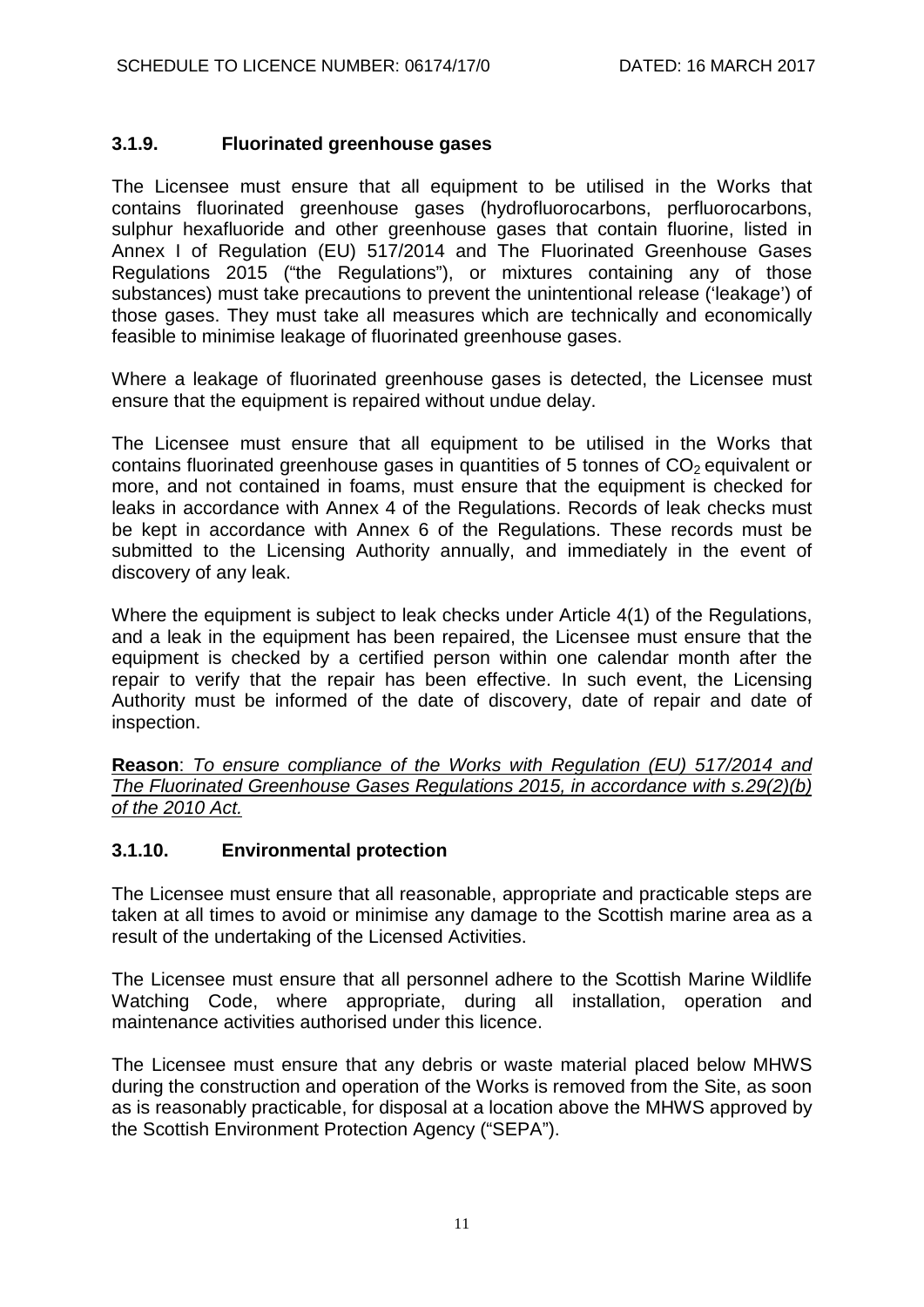### 3.1.9. Fluorinated greenhouse gases

The Licensee must ensure that all equipment to be utilised in the Works that contains fluorinated greenhouse gases (hydrofluorocarbons, perfluorocarbons, sulphur hexafluoride and other greenhouse gases that contain fluorine, listed in Annex I of Regulation (EU) 517/2014 and The Fluorinated Greenhouse Gases Regulations 2015 ("the Regulations"), or mixtures containing any of those substances) must take precautions to prevent the unintentional release ('leakage') of those gases. They must take all measures which are technically and economically feasible to minimise leakage of fluorinated greenhouse gases.

Where a leakage of fluorinated greenhouse gases is detected, the Licensee must ensure that the equipment is repaired without undue delay.

The Licensee must ensure that all equipment to be utilised in the Works that contains fluorinated greenhouse gases in quantities of 5 tonnes of $CO_2$ equivalent or more, and not contained in foams, must ensure that the equipment is checked for leaks in accordance with Annex 4 of the Regulations. Records of leak checks must be kept in accordance with Annex 6 of the Regulations. These records must be submitted to the Licensing Authority annually, and immediately in the event of discovery of any leak.

Where the equipment is subject to leak checks under Article 4(1) of the Regulations, and a leak in the equipment has been repaired, the Licensee must ensure that the equipment is checked by a certified person within one calendar month after the repair to verify that the repair has been effective. In such event, the Licensing Authority must be informed of the date of discovery, date of repair and date of inspection.

**Reason**: *To ensure compliance of the Works with Regulation (EU) 517/2014 and The Fluorinated Greenhouse Gases Regulations 2015, in accordance with s.29(2)(b) of the 2010 Act.*

### 3.1.10. Environmental protection

The Licensee must ensure that all reasonable, appropriate and practicable steps are taken at all times to avoid or minimise any damage to the Scottish marine area as a result of the undertaking of the Licensed Activities.

The Licensee must ensure that all personnel adhere to the Scottish Marine Wildlife Watching Code, where appropriate, during all installation, operation and maintenance activities authorised under this licence.

The Licensee must ensure that any debris or waste material placed below MHWS during the construction and operation of the Works is removed from the Site, as soon as is reasonably practicable, for disposal at a location above the MHWS approved by the Scottish Environment Protection Agency ("SEPA").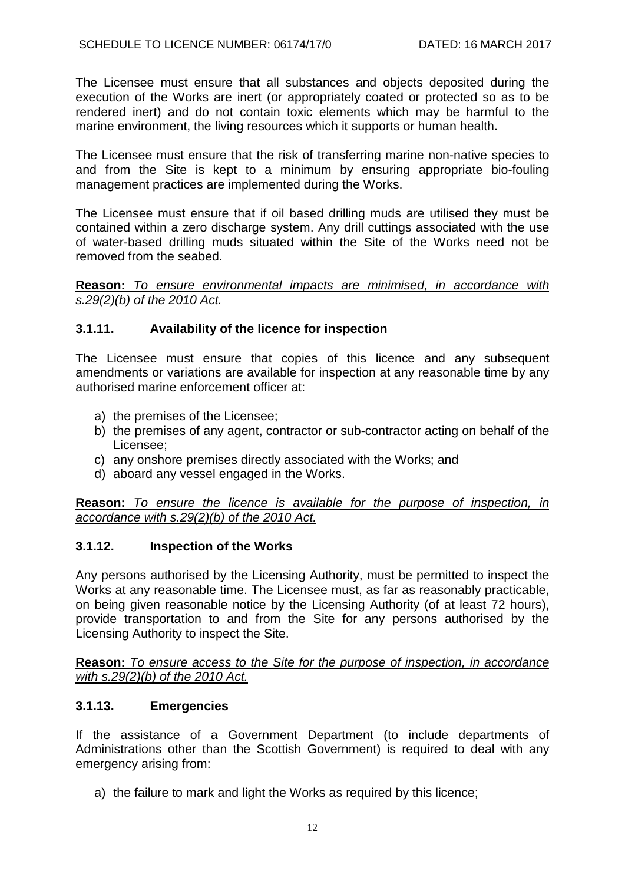The Licensee must ensure that all substances and objects deposited during the execution of the Works are inert (or appropriately coated or protected so as to be rendered inert) and do not contain toxic elements which may be harmful to the marine environment, the living resources which it supports or human health.

The Licensee must ensure that the risk of transferring marine non-native species to and from the Site is kept to a minimum by ensuring appropriate bio-fouling management practices are implemented during the Works.

The Licensee must ensure that if oil based drilling muds are utilised they must be contained within a zero discharge system. Any drill cuttings associated with the use of water-based drilling muds situated within the Site of the Works need not be removed from the seabed.

**Reason:** *To ensure environmental impacts are minimised, in accordance with s.29(2)(b) of the 2010 Act.*

### 3.1.11. Availability of the licence for inspection

The Licensee must ensure that copies of this licence and any subsequent amendments or variations are available for inspection at any reasonable time by any authorised marine enforcement officer at:

a) the premises of the Licensee;
b) the premises of any agent, contractor or sub-contractor acting on behalf of the Licensee;
c) any onshore premises directly associated with the Works; and
d) aboard any vessel engaged in the Works.

**Reason:** *To ensure the licence is available for the purpose of inspection, in accordance with s.29(2)(b) of the 2010 Act.*

### 3.1.12. Inspection of the Works

Any persons authorised by the Licensing Authority, must be permitted to inspect the Works at any reasonable time. The Licensee must, as far as reasonably practicable, on being given reasonable notice by the Licensing Authority (of at least 72 hours), provide transportation to and from the Site for any persons authorised by the Licensing Authority to inspect the Site.

**Reason:** *To ensure access to the Site for the purpose of inspection, in accordance with s.29(2)(b) of the 2010 Act.*

### 3.1.13. Emergencies

If the assistance of a Government Department (to include departments of Administrations other than the Scottish Government) is required to deal with any emergency arising from:

a) the failure to mark and light the Works as required by this licence;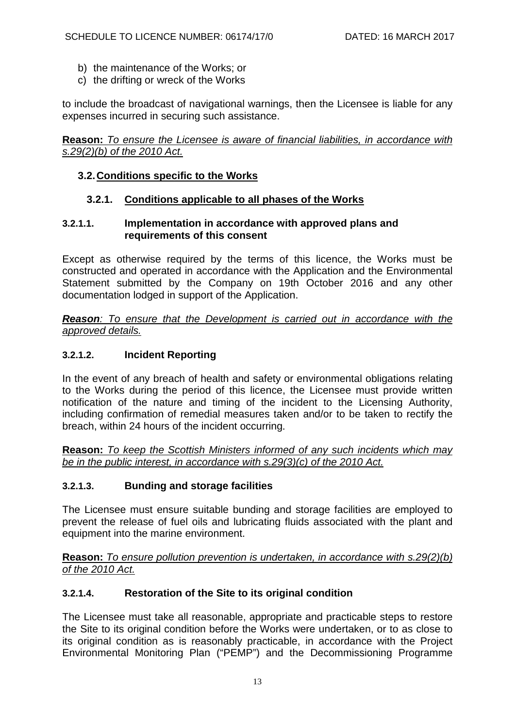b) the maintenance of the Works; or
c) the drifting or wreck of the Works

to include the broadcast of navigational warnings, then the Licensee is liable for any expenses incurred in securing such assistance.

**Reason:** *To ensure the Licensee is aware of financial liabilities, in accordance with s.29(2)(b) of the 2010 Act.*

## 3.2. Conditions specific to the Works

### 3.2.1. Conditions applicable to all phases of the Works

#### 3.2.1.1. Implementation in accordance with approved plans and requirements of this consent

Except as otherwise required by the terms of this licence, the Works must be constructed and operated in accordance with the Application and the Environmental Statement submitted by the Company on 19th October 2016 and any other documentation lodged in support of the Application.

***Reason**: To ensure that the Development is carried out in accordance with the approved details.*

#### 3.2.1.2. Incident Reporting

In the event of any breach of health and safety or environmental obligations relating to the Works during the period of this licence, the Licensee must provide written notification of the nature and timing of the incident to the Licensing Authority, including confirmation of remedial measures taken and/or to be taken to rectify the breach, within 24 hours of the incident occurring.

**Reason:** *To keep the Scottish Ministers informed of any such incidents which may be in the public interest, in accordance with s.29(3)(c) of the 2010 Act.*

#### 3.2.1.3. Bunding and storage facilities

The Licensee must ensure suitable bunding and storage facilities are employed to prevent the release of fuel oils and lubricating fluids associated with the plant and equipment into the marine environment.

**Reason:** *To ensure pollution prevention is undertaken, in accordance with s.29(2)(b) of the 2010 Act.*

#### 3.2.1.4. Restoration of the Site to its original condition

The Licensee must take all reasonable, appropriate and practicable steps to restore the Site to its original condition before the Works were undertaken, or to as close to its original condition as is reasonably practicable, in accordance with the Project Environmental Monitoring Plan ("PEMP") and the Decommissioning Programme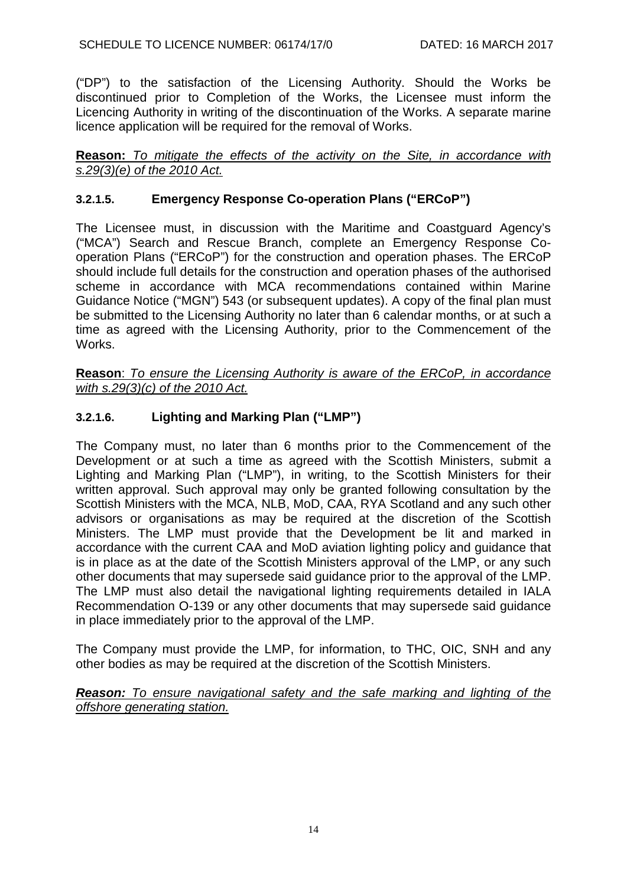("DP") to the satisfaction of the Licensing Authority. Should the Works be discontinued prior to Completion of the Works, the Licensee must inform the Licencing Authority in writing of the discontinuation of the Works. A separate marine licence application will be required for the removal of Works.

**Reason:** *To mitigate the effects of the activity on the Site, in accordance with s.29(3)(e) of the 2010 Act.*

### 3.2.1.5. Emergency Response Co-operation Plans ("ERCoP")

The Licensee must, in discussion with the Maritime and Coastguard Agency's ("MCA") Search and Rescue Branch, complete an Emergency Response Co-operation Plans ("ERCoP") for the construction and operation phases. The ERCoP should include full details for the construction and operation phases of the authorised scheme in accordance with MCA recommendations contained within Marine Guidance Notice ("MGN") 543 (or subsequent updates). A copy of the final plan must be submitted to the Licensing Authority no later than 6 calendar months, or at such a time as agreed with the Licensing Authority, prior to the Commencement of the Works.

**Reason**: *To ensure the Licensing Authority is aware of the ERCoP, in accordance with s.29(3)(c) of the 2010 Act.*

### 3.2.1.6. Lighting and Marking Plan ("LMP")

The Company must, no later than 6 months prior to the Commencement of the Development or at such a time as agreed with the Scottish Ministers, submit a Lighting and Marking Plan ("LMP"), in writing, to the Scottish Ministers for their written approval. Such approval may only be granted following consultation by the Scottish Ministers with the MCA, NLB, MoD, CAA, RYA Scotland and any such other advisors or organisations as may be required at the discretion of the Scottish Ministers. The LMP must provide that the Development be lit and marked in accordance with the current CAA and MoD aviation lighting policy and guidance that is in place as at the date of the Scottish Ministers approval of the LMP, or any such other documents that may supersede said guidance prior to the approval of the LMP. The LMP must also detail the navigational lighting requirements detailed in IALA Recommendation O-139 or any other documents that may supersede said guidance in place immediately prior to the approval of the LMP.

The Company must provide the LMP, for information, to THC, OIC, SNH and any other bodies as may be required at the discretion of the Scottish Ministers.

***Reason:*** *To ensure navigational safety and the safe marking and lighting of the offshore generating station.*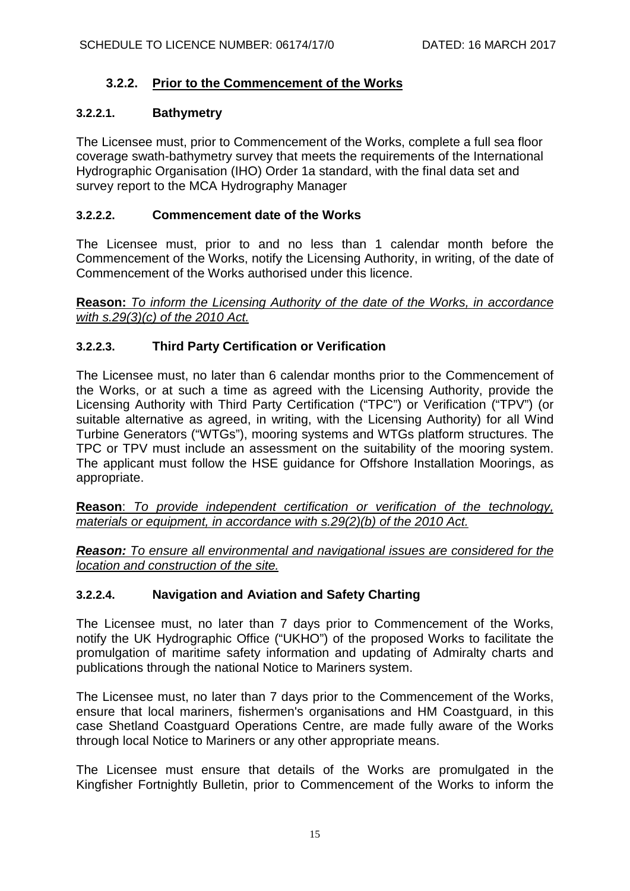### 3.2.2. Prior to the Commencement of the Works

#### 3.2.2.1. Bathymetry

The Licensee must, prior to Commencement of the Works, complete a full sea floor coverage swath-bathymetry survey that meets the requirements of the International Hydrographic Organisation (IHO) Order 1a standard, with the final data set and survey report to the MCA Hydrography Manager

#### 3.2.2.2. Commencement date of the Works

The Licensee must, prior to and no less than 1 calendar month before the Commencement of the Works, notify the Licensing Authority, in writing, of the date of Commencement of the Works authorised under this licence.

**Reason:** *To inform the Licensing Authority of the date of the Works, in accordance with s.29(3)(c) of the 2010 Act.*

#### 3.2.2.3. Third Party Certification or Verification

The Licensee must, no later than 6 calendar months prior to the Commencement of the Works, or at such a time as agreed with the Licensing Authority, provide the Licensing Authority with Third Party Certification ("TPC") or Verification ("TPV") (or suitable alternative as agreed, in writing, with the Licensing Authority) for all Wind Turbine Generators ("WTGs"), mooring systems and WTGs platform structures. The TPC or TPV must include an assessment on the suitability of the mooring system. The applicant must follow the HSE guidance for Offshore Installation Moorings, as appropriate.

**Reason**: *To provide independent certification or verification of the technology, materials or equipment, in accordance with s.29(2)(b) of the 2010 Act.*

***Reason:*** *To ensure all environmental and navigational issues are considered for the location and construction of the site.*

#### 3.2.2.4. Navigation and Aviation and Safety Charting

The Licensee must, no later than 7 days prior to Commencement of the Works, notify the UK Hydrographic Office ("UKHO") of the proposed Works to facilitate the promulgation of maritime safety information and updating of Admiralty charts and publications through the national Notice to Mariners system.

The Licensee must, no later than 7 days prior to the Commencement of the Works, ensure that local mariners, fishermen's organisations and HM Coastguard, in this case Shetland Coastguard Operations Centre, are made fully aware of the Works through local Notice to Mariners or any other appropriate means.

The Licensee must ensure that details of the Works are promulgated in the Kingfisher Fortnightly Bulletin, prior to Commencement of the Works to inform the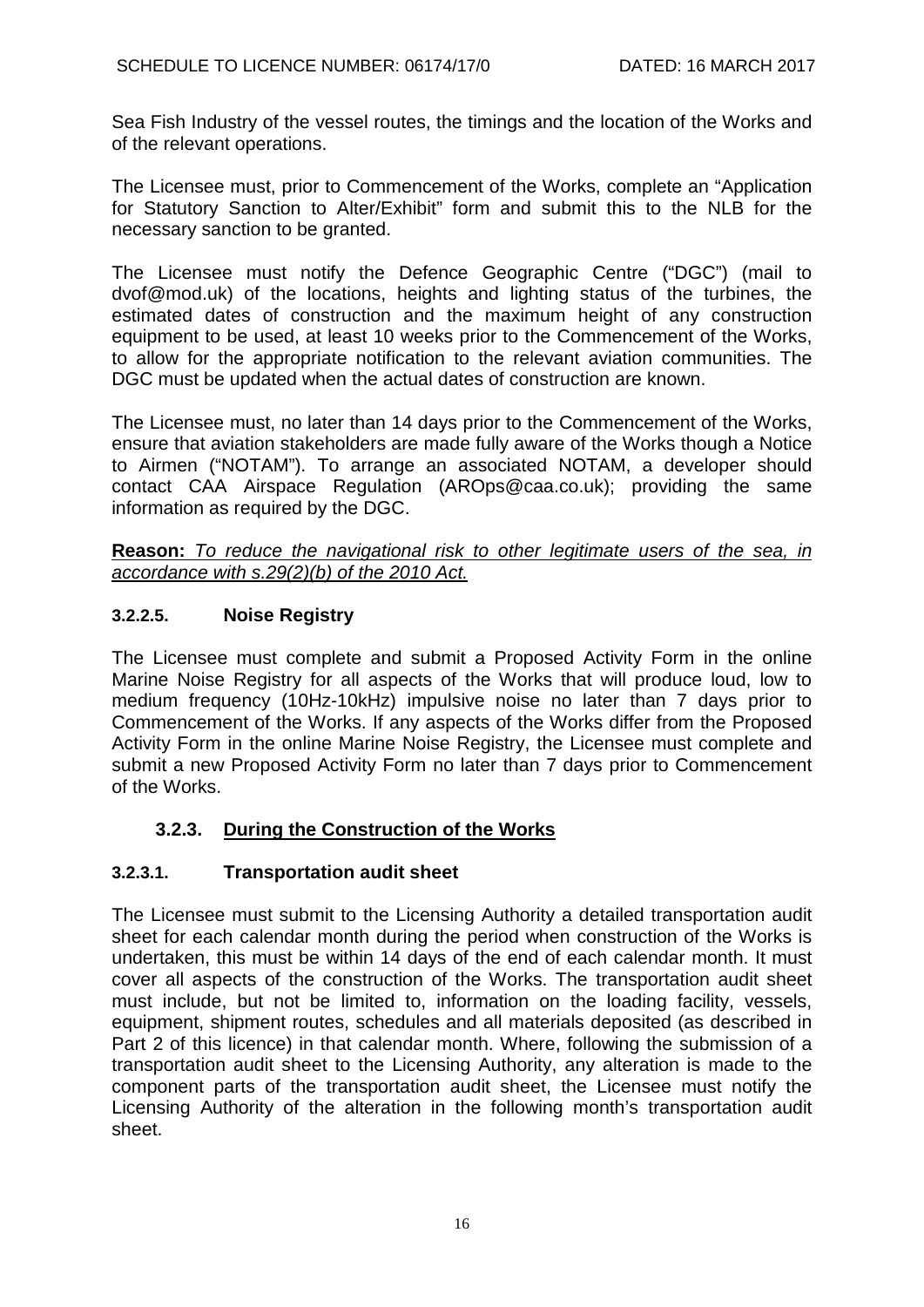Sea Fish Industry of the vessel routes, the timings and the location of the Works and of the relevant operations.

The Licensee must, prior to Commencement of the Works, complete an "Application for Statutory Sanction to Alter/Exhibit" form and submit this to the NLB for the necessary sanction to be granted.

The Licensee must notify the Defence Geographic Centre ("DGC") (mail to dvof@mod.uk) of the locations, heights and lighting status of the turbines, the estimated dates of construction and the maximum height of any construction equipment to be used, at least 10 weeks prior to the Commencement of the Works, to allow for the appropriate notification to the relevant aviation communities. The DGC must be updated when the actual dates of construction are known.

The Licensee must, no later than 14 days prior to the Commencement of the Works, ensure that aviation stakeholders are made fully aware of the Works though a Notice to Airmen ("NOTAM"). To arrange an associated NOTAM, a developer should contact CAA Airspace Regulation (AROps@caa.co.uk); providing the same information as required by the DGC.

**Reason:** *To reduce the navigational risk to other legitimate users of the sea, in accordance with s.29(2)(b) of the 2010 Act.*

#### 3.2.2.5. Noise Registry

The Licensee must complete and submit a Proposed Activity Form in the online Marine Noise Registry for all aspects of the Works that will produce loud, low to medium frequency (10Hz-10kHz) impulsive noise no later than 7 days prior to Commencement of the Works. If any aspects of the Works differ from the Proposed Activity Form in the online Marine Noise Registry, the Licensee must complete and submit a new Proposed Activity Form no later than 7 days prior to Commencement of the Works.

### 3.2.3. During the Construction of the Works

#### 3.2.3.1. Transportation audit sheet

The Licensee must submit to the Licensing Authority a detailed transportation audit sheet for each calendar month during the period when construction of the Works is undertaken, this must be within 14 days of the end of each calendar month. It must cover all aspects of the construction of the Works. The transportation audit sheet must include, but not be limited to, information on the loading facility, vessels, equipment, shipment routes, schedules and all materials deposited (as described in Part 2 of this licence) in that calendar month. Where, following the submission of a transportation audit sheet to the Licensing Authority, any alteration is made to the component parts of the transportation audit sheet, the Licensee must notify the Licensing Authority of the alteration in the following month's transportation audit sheet.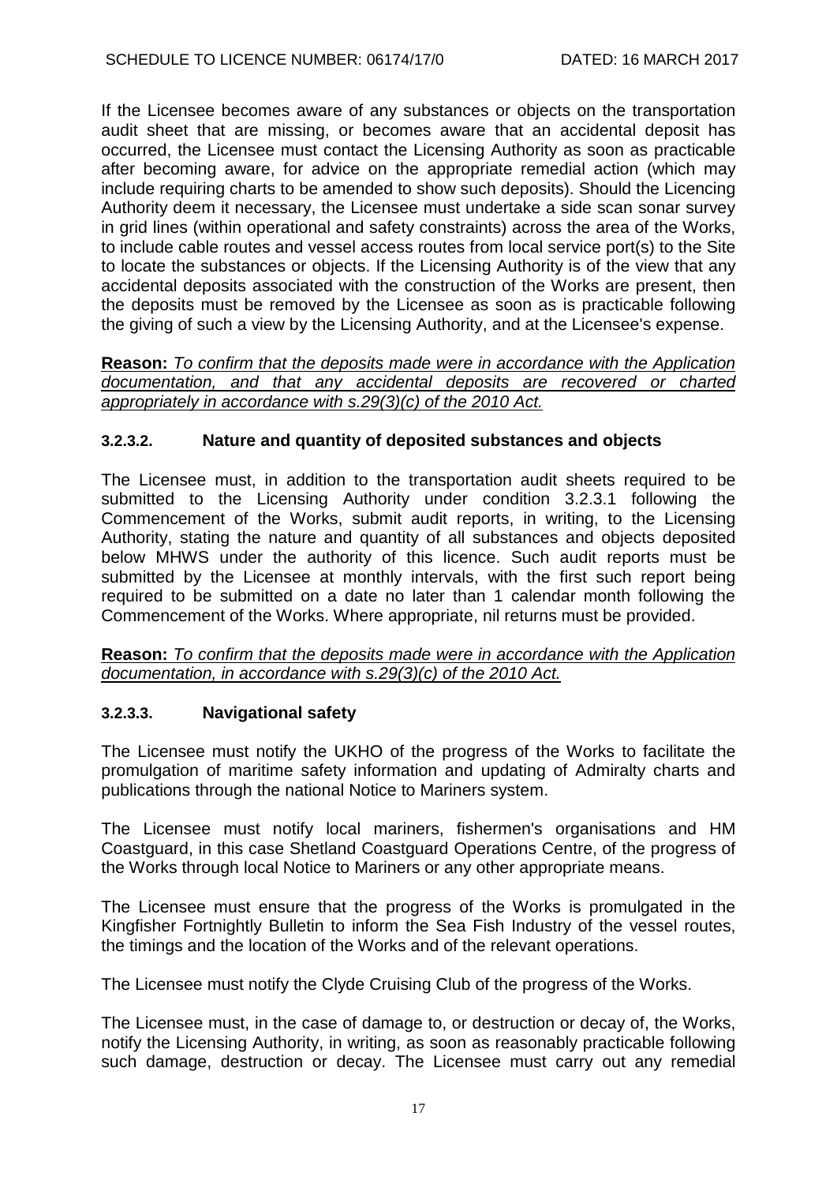If the Licensee becomes aware of any substances or objects on the transportation audit sheet that are missing, or becomes aware that an accidental deposit has occurred, the Licensee must contact the Licensing Authority as soon as practicable after becoming aware, for advice on the appropriate remedial action (which may include requiring charts to be amended to show such deposits). Should the Licencing Authority deem it necessary, the Licensee must undertake a side scan sonar survey in grid lines (within operational and safety constraints) across the area of the Works, to include cable routes and vessel access routes from local service port(s) to the Site to locate the substances or objects. If the Licensing Authority is of the view that any accidental deposits associated with the construction of the Works are present, then the deposits must be removed by the Licensee as soon as is practicable following the giving of such a view by the Licensing Authority, and at the Licensee's expense.

**Reason:** *To confirm that the deposits made were in accordance with the Application documentation, and that any accidental deposits are recovered or charted appropriately in accordance with s.29(3)(c) of the 2010 Act.*

### 3.2.3.2. Nature and quantity of deposited substances and objects

The Licensee must, in addition to the transportation audit sheets required to be submitted to the Licensing Authority under condition 3.2.3.1 following the Commencement of the Works, submit audit reports, in writing, to the Licensing Authority, stating the nature and quantity of all substances and objects deposited below MHWS under the authority of this licence. Such audit reports must be submitted by the Licensee at monthly intervals, with the first such report being required to be submitted on a date no later than 1 calendar month following the Commencement of the Works. Where appropriate, nil returns must be provided.

**Reason:** *To confirm that the deposits made were in accordance with the Application documentation, in accordance with s.29(3)(c) of the 2010 Act.*

### 3.2.3.3. Navigational safety

The Licensee must notify the UKHO of the progress of the Works to facilitate the promulgation of maritime safety information and updating of Admiralty charts and publications through the national Notice to Mariners system.

The Licensee must notify local mariners, fishermen's organisations and HM Coastguard, in this case Shetland Coastguard Operations Centre, of the progress of the Works through local Notice to Mariners or any other appropriate means.

The Licensee must ensure that the progress of the Works is promulgated in the Kingfisher Fortnightly Bulletin to inform the Sea Fish Industry of the vessel routes, the timings and the location of the Works and of the relevant operations.

The Licensee must notify the Clyde Cruising Club of the progress of the Works.

The Licensee must, in the case of damage to, or destruction or decay of, the Works, notify the Licensing Authority, in writing, as soon as reasonably practicable following such damage, destruction or decay. The Licensee must carry out any remedial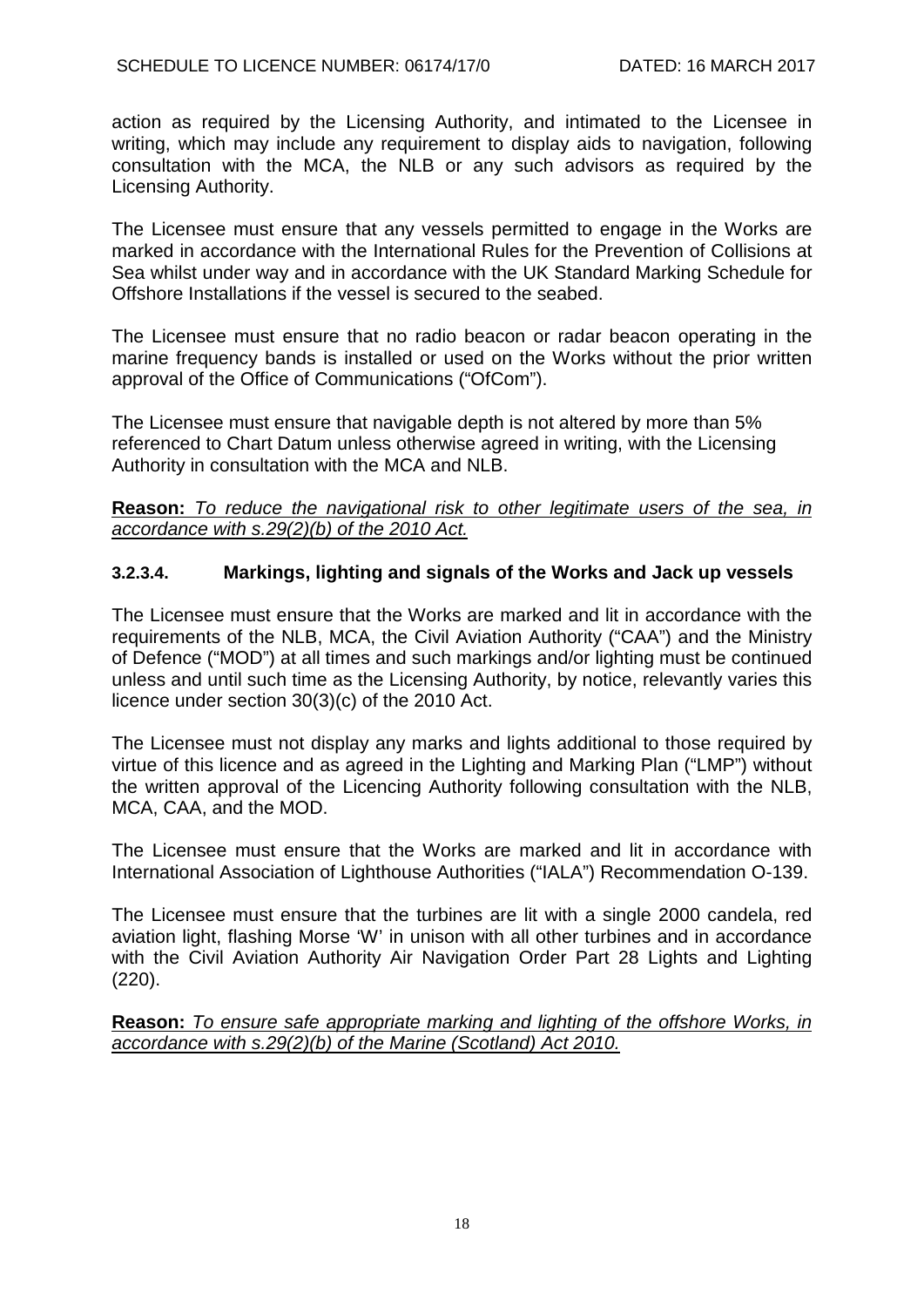action as required by the Licensing Authority, and intimated to the Licensee in writing, which may include any requirement to display aids to navigation, following consultation with the MCA, the NLB or any such advisors as required by the Licensing Authority.

The Licensee must ensure that any vessels permitted to engage in the Works are marked in accordance with the International Rules for the Prevention of Collisions at Sea whilst under way and in accordance with the UK Standard Marking Schedule for Offshore Installations if the vessel is secured to the seabed.

The Licensee must ensure that no radio beacon or radar beacon operating in the marine frequency bands is installed or used on the Works without the prior written approval of the Office of Communications ("OfCom").

The Licensee must ensure that navigable depth is not altered by more than 5% referenced to Chart Datum unless otherwise agreed in writing, with the Licensing Authority in consultation with the MCA and NLB.

**Reason:** _To reduce the navigational risk to other legitimate users of the sea, in accordance with s.29(2)(b) of the 2010 Act._

### 3.2.3.4. Markings, lighting and signals of the Works and Jack up vessels

The Licensee must ensure that the Works are marked and lit in accordance with the requirements of the NLB, MCA, the Civil Aviation Authority ("CAA") and the Ministry of Defence ("MOD") at all times and such markings and/or lighting must be continued unless and until such time as the Licensing Authority, by notice, relevantly varies this licence under section 30(3)(c) of the 2010 Act.

The Licensee must not display any marks and lights additional to those required by virtue of this licence and as agreed in the Lighting and Marking Plan ("LMP") without the written approval of the Licencing Authority following consultation with the NLB, MCA, CAA, and the MOD.

The Licensee must ensure that the Works are marked and lit in accordance with International Association of Lighthouse Authorities ("IALA") Recommendation O-139.

The Licensee must ensure that the turbines are lit with a single 2000 candela, red aviation light, flashing Morse 'W' in unison with all other turbines and in accordance with the Civil Aviation Authority Air Navigation Order Part 28 Lights and Lighting (220).

**Reason:** _To ensure safe appropriate marking and lighting of the offshore Works, in accordance with s.29(2)(b) of the Marine (Scotland) Act 2010._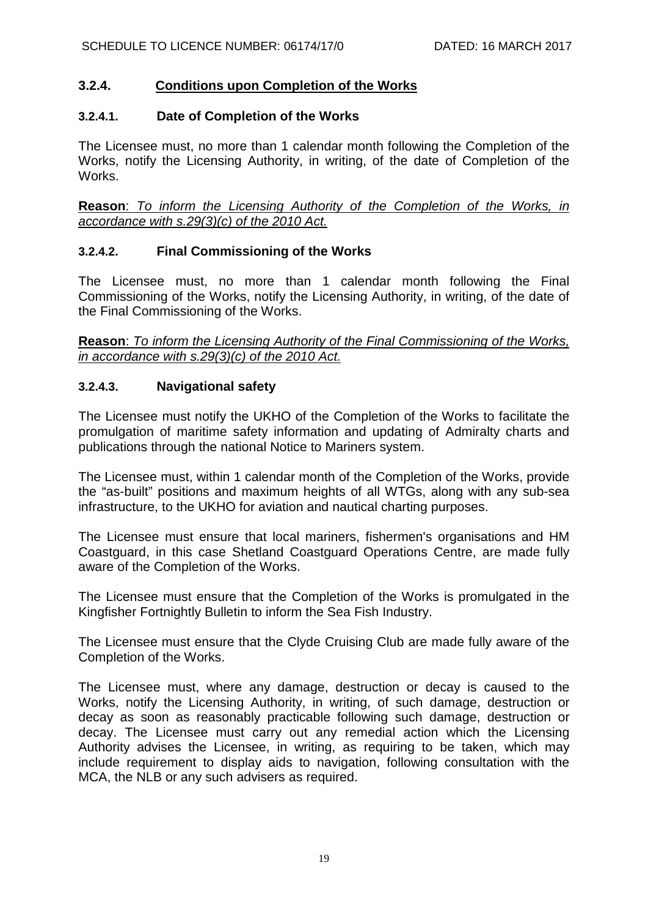### 3.2.4. Conditions upon Completion of the Works

#### 3.2.4.1. Date of Completion of the Works

The Licensee must, no more than 1 calendar month following the Completion of the Works, notify the Licensing Authority, in writing, of the date of Completion of the Works.

**Reason**: *To inform the Licensing Authority of the Completion of the Works, in accordance with s.29(3)(c) of the 2010 Act.*

#### 3.2.4.2. Final Commissioning of the Works

The Licensee must, no more than 1 calendar month following the Final Commissioning of the Works, notify the Licensing Authority, in writing, of the date of the Final Commissioning of the Works.

**Reason**: *To inform the Licensing Authority of the Final Commissioning of the Works, in accordance with s.29(3)(c) of the 2010 Act.*

#### 3.2.4.3. Navigational safety

The Licensee must notify the UKHO of the Completion of the Works to facilitate the promulgation of maritime safety information and updating of Admiralty charts and publications through the national Notice to Mariners system.

The Licensee must, within 1 calendar month of the Completion of the Works, provide the "as-built" positions and maximum heights of all WTGs, along with any sub-sea infrastructure, to the UKHO for aviation and nautical charting purposes.

The Licensee must ensure that local mariners, fishermen's organisations and HM Coastguard, in this case Shetland Coastguard Operations Centre, are made fully aware of the Completion of the Works.

The Licensee must ensure that the Completion of the Works is promulgated in the Kingfisher Fortnightly Bulletin to inform the Sea Fish Industry.

The Licensee must ensure that the Clyde Cruising Club are made fully aware of the Completion of the Works.

The Licensee must, where any damage, destruction or decay is caused to the Works, notify the Licensing Authority, in writing, of such damage, destruction or decay as soon as reasonably practicable following such damage, destruction or decay. The Licensee must carry out any remedial action which the Licensing Authority advises the Licensee, in writing, as requiring to be taken, which may include requirement to display aids to navigation, following consultation with the MCA, the NLB or any such advisers as required.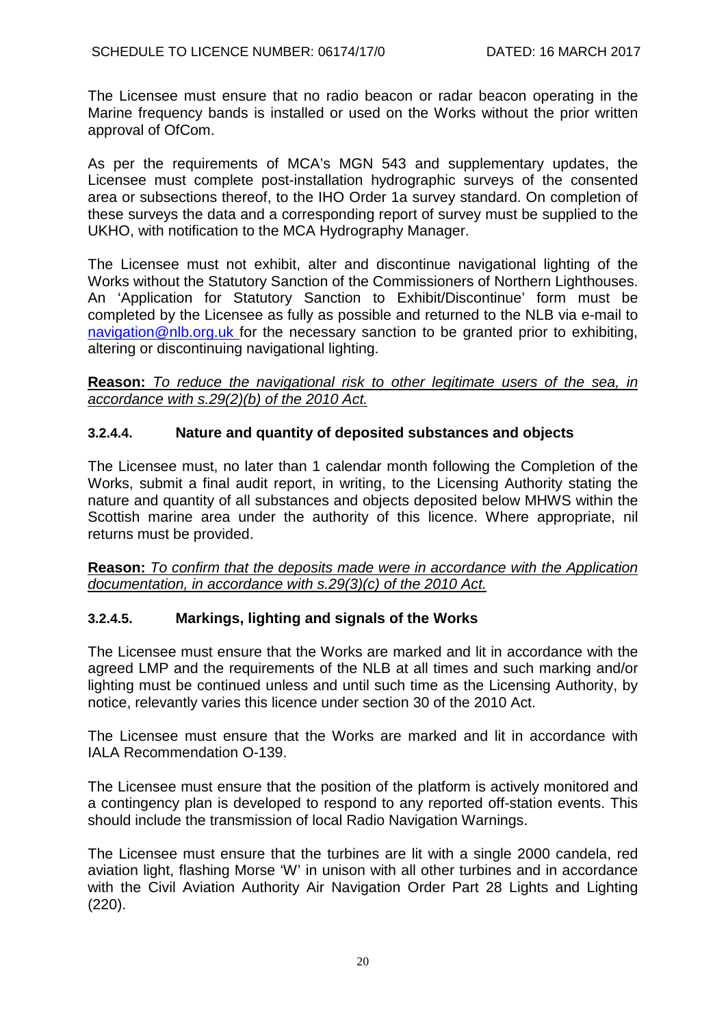The Licensee must ensure that no radio beacon or radar beacon operating in the Marine frequency bands is installed or used on the Works without the prior written approval of OfCom.

As per the requirements of MCA's MGN 543 and supplementary updates, the Licensee must complete post-installation hydrographic surveys of the consented area or subsections thereof, to the IHO Order 1a survey standard. On completion of these surveys the data and a corresponding report of survey must be supplied to the UKHO, with notification to the MCA Hydrography Manager.

The Licensee must not exhibit, alter and discontinue navigational lighting of the Works without the Statutory Sanction of the Commissioners of Northern Lighthouses. An 'Application for Statutory Sanction to Exhibit/Discontinue' form must be completed by the Licensee as fully as possible and returned to the NLB via e-mail to navigation@nlb.org.uk for the necessary sanction to be granted prior to exhibiting, altering or discontinuing navigational lighting.

**Reason:** *To reduce the navigational risk to other legitimate users of the sea, in accordance with s.29(2)(b) of the 2010 Act.*

#### 3.2.4.4. Nature and quantity of deposited substances and objects

The Licensee must, no later than 1 calendar month following the Completion of the Works, submit a final audit report, in writing, to the Licensing Authority stating the nature and quantity of all substances and objects deposited below MHWS within the Scottish marine area under the authority of this licence. Where appropriate, nil returns must be provided.

**Reason:** *To confirm that the deposits made were in accordance with the Application documentation, in accordance with s.29(3)(c) of the 2010 Act.*

#### 3.2.4.5. Markings, lighting and signals of the Works

The Licensee must ensure that the Works are marked and lit in accordance with the agreed LMP and the requirements of the NLB at all times and such marking and/or lighting must be continued unless and until such time as the Licensing Authority, by notice, relevantly varies this licence under section 30 of the 2010 Act.

The Licensee must ensure that the Works are marked and lit in accordance with IALA Recommendation O-139.

The Licensee must ensure that the position of the platform is actively monitored and a contingency plan is developed to respond to any reported off-station events. This should include the transmission of local Radio Navigation Warnings.

The Licensee must ensure that the turbines are lit with a single 2000 candela, red aviation light, flashing Morse 'W' in unison with all other turbines and in accordance with the Civil Aviation Authority Air Navigation Order Part 28 Lights and Lighting (220).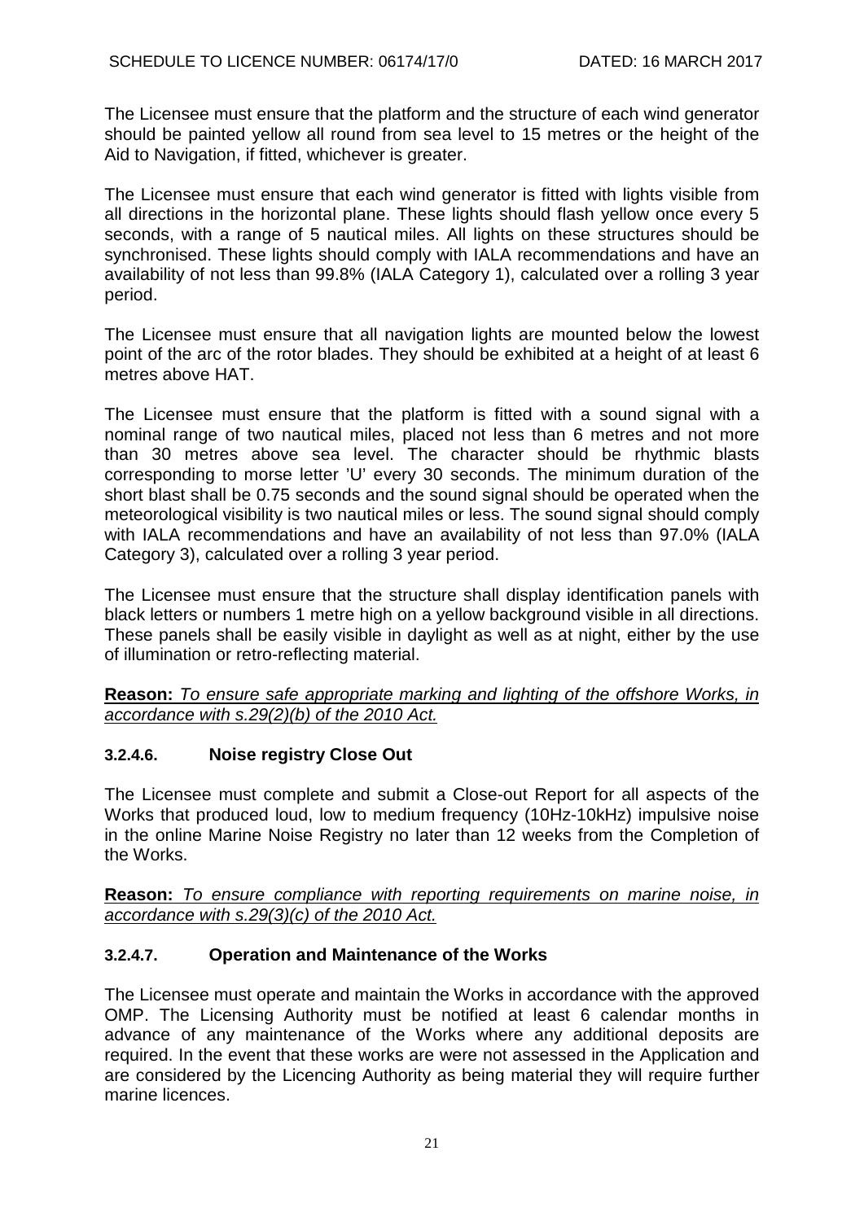The Licensee must ensure that the platform and the structure of each wind generator should be painted yellow all round from sea level to 15 metres or the height of the Aid to Navigation, if fitted, whichever is greater.

The Licensee must ensure that each wind generator is fitted with lights visible from all directions in the horizontal plane. These lights should flash yellow once every 5 seconds, with a range of 5 nautical miles. All lights on these structures should be synchronised. These lights should comply with IALA recommendations and have an availability of not less than 99.8% (IALA Category 1), calculated over a rolling 3 year period.

The Licensee must ensure that all navigation lights are mounted below the lowest point of the arc of the rotor blades. They should be exhibited at a height of at least 6 metres above HAT.

The Licensee must ensure that the platform is fitted with a sound signal with a nominal range of two nautical miles, placed not less than 6 metres and not more than 30 metres above sea level. The character should be rhythmic blasts corresponding to morse letter 'U' every 30 seconds. The minimum duration of the short blast shall be 0.75 seconds and the sound signal should be operated when the meteorological visibility is two nautical miles or less. The sound signal should comply with IALA recommendations and have an availability of not less than 97.0% (IALA Category 3), calculated over a rolling 3 year period.

The Licensee must ensure that the structure shall display identification panels with black letters or numbers 1 metre high on a yellow background visible in all directions. These panels shall be easily visible in daylight as well as at night, either by the use of illumination or retro-reflecting material.

**Reason:** *To ensure safe appropriate marking and lighting of the offshore Works, in accordance with s.29(2)(b) of the 2010 Act.*

### 3.2.4.6. Noise registry Close Out

The Licensee must complete and submit a Close-out Report for all aspects of the Works that produced loud, low to medium frequency (10Hz-10kHz) impulsive noise in the online Marine Noise Registry no later than 12 weeks from the Completion of the Works.

**Reason:** *To ensure compliance with reporting requirements on marine noise, in accordance with s.29(3)(c) of the 2010 Act.*

### 3.2.4.7. Operation and Maintenance of the Works

The Licensee must operate and maintain the Works in accordance with the approved OMP. The Licensing Authority must be notified at least 6 calendar months in advance of any maintenance of the Works where any additional deposits are required. In the event that these works are were not assessed in the Application and are considered by the Licencing Authority as being material they will require further marine licences.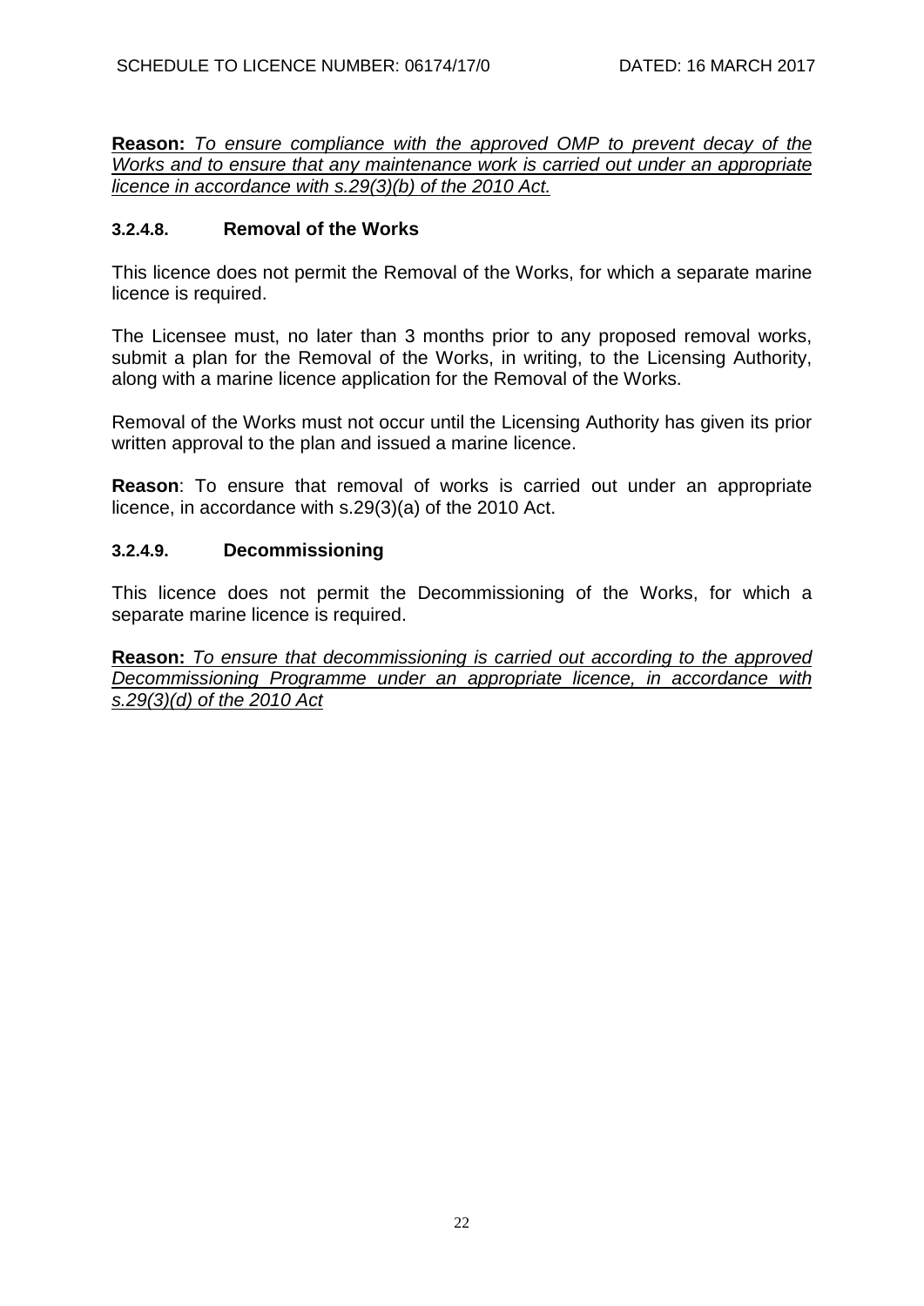**Reason:** *<u>To ensure compliance with the approved OMP to prevent decay of the Works and to ensure that any maintenance work is carried out under an appropriate licence in accordance with s.29(3)(b) of the 2010 Act.</u>*

### 3.2.4.8. Removal of the Works

This licence does not permit the Removal of the Works, for which a separate marine licence is required.

The Licensee must, no later than 3 months prior to any proposed removal works, submit a plan for the Removal of the Works, in writing, to the Licensing Authority, along with a marine licence application for the Removal of the Works.

Removal of the Works must not occur until the Licensing Authority has given its prior written approval to the plan and issued a marine licence.

**Reason**: To ensure that removal of works is carried out under an appropriate licence, in accordance with s.29(3)(a) of the 2010 Act.

### 3.2.4.9. Decommissioning

This licence does not permit the Decommissioning of the Works, for which a separate marine licence is required.

**Reason:** *<u>To ensure that decommissioning is carried out according to the approved Decommissioning Programme under an appropriate licence, in accordance with s.29(3)(d) of the 2010 Act</u>*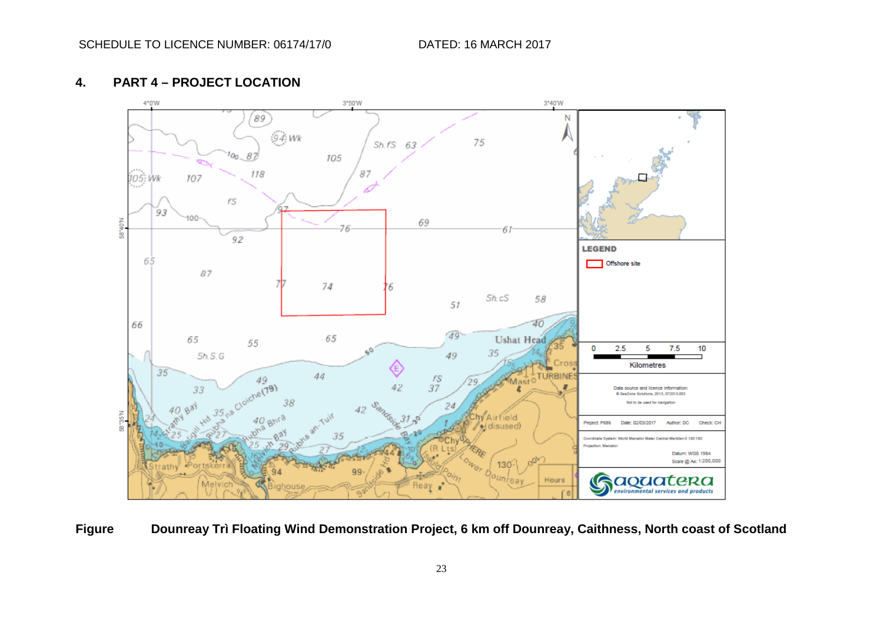SCHEDULE TO LICENCE NUMBER: 06174/17/0 DATED: 16 MARCH 2017

## 4. PART 4 – PROJECT LOCATION

LEGEND

Offshore site

0 2.5 5 7.5 10

Kilometres

Data source and licence information:
© SeaZone Solutions, 2013, 072013.003

Not to be used for navigation

Project: P686 Date: 02/03/2017 Author: DC Check: CH

Coordinate System: World Mercator Meter Central Meridian 0 180180
Projection: Mercator

Datum: WGS 1984
Scale @ A4: 1:200,000

aquatera environmental services and products

**Figure Dounreay Trì Floating Wind Demonstration Project, 6 km off Dounreay, Caithness, North coast of Scotland**